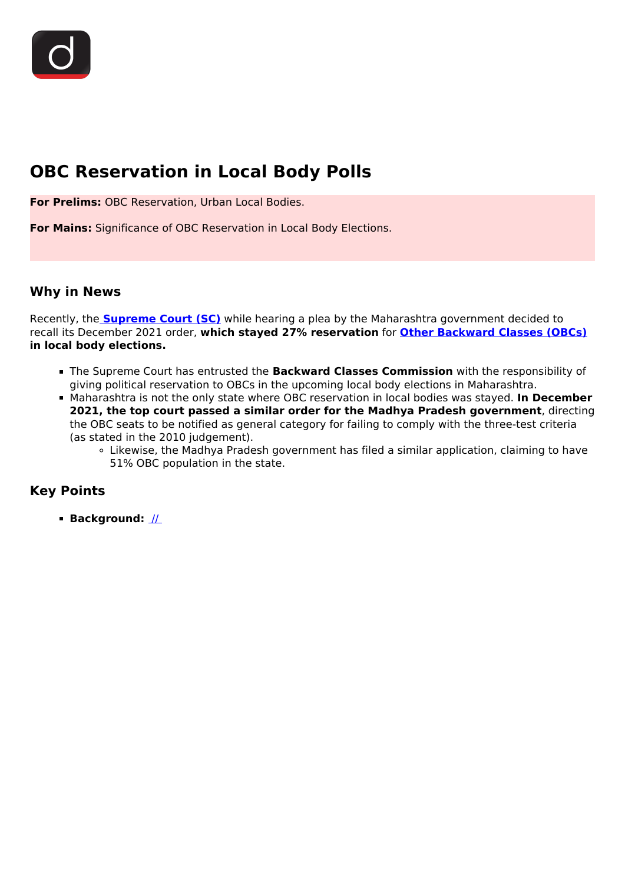# OBC Reservation in Local Body Polls

**For Prelims:** OBC Reservation, Urban Local Bodies.

**For Mains:** Significance of OBC Reservation in Local Body Elections.

## Why in News

Recently, the **Supreme Court (SC)** while hearing a plea by the Maharashtra government decided to recall its December 2021 order, **which stayed 27% reservation** for **Other Backward Classes (OBCs) in local body elections.**

- The Supreme Court has entrusted the **Backward Classes Commission** with the responsibility of giving political reservation to OBCs in the upcoming local body elections in Maharashtra.
- Maharashtra is not the only state where OBC reservation in local bodies was stayed. **In December 2021, the top court passed a similar order for the Madhya Pradesh government**, directing the OBC seats to be notified as general category for failing to comply with the three-test criteria (as stated in the 2010 judgement).
  - Likewise, the Madhya Pradesh government has filed a similar application, claiming to have 51% OBC population in the state.

## Key Points

- **Background:** //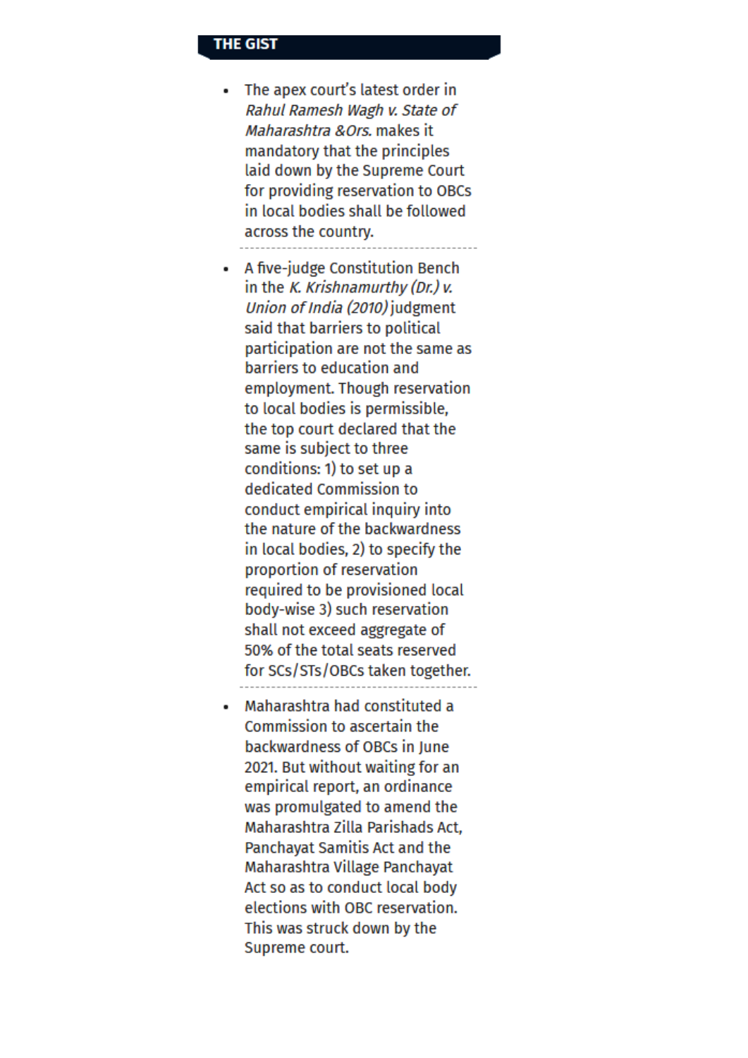## THE GIST

- The apex court's latest order in *Rahul Ramesh Wagh v. State of Maharashtra &Ors.* makes it mandatory that the principles laid down by the Supreme Court for providing reservation to OBCs in local bodies shall be followed across the country.

- A five-judge Constitution Bench in the *K. Krishnamurthy (Dr.) v. Union of India (2010)* judgment said that barriers to political participation are not the same as barriers to education and employment. Though reservation to local bodies is permissible, the top court declared that the same is subject to three conditions: 1) to set up a dedicated Commission to conduct empirical inquiry into the nature of the backwardness in local bodies, 2) to specify the proportion of reservation required to be provisioned local body-wise 3) such reservation shall not exceed aggregate of 50% of the total seats reserved for SCs/STs/OBCs taken together.

- Maharashtra had constituted a Commission to ascertain the backwardness of OBCs in June 2021. But without waiting for an empirical report, an ordinance was promulgated to amend the Maharashtra Zilla Parishads Act, Panchayat Samitis Act and the Maharashtra Village Panchayat Act so as to conduct local body elections with OBC reservation. This was struck down by the Supreme court.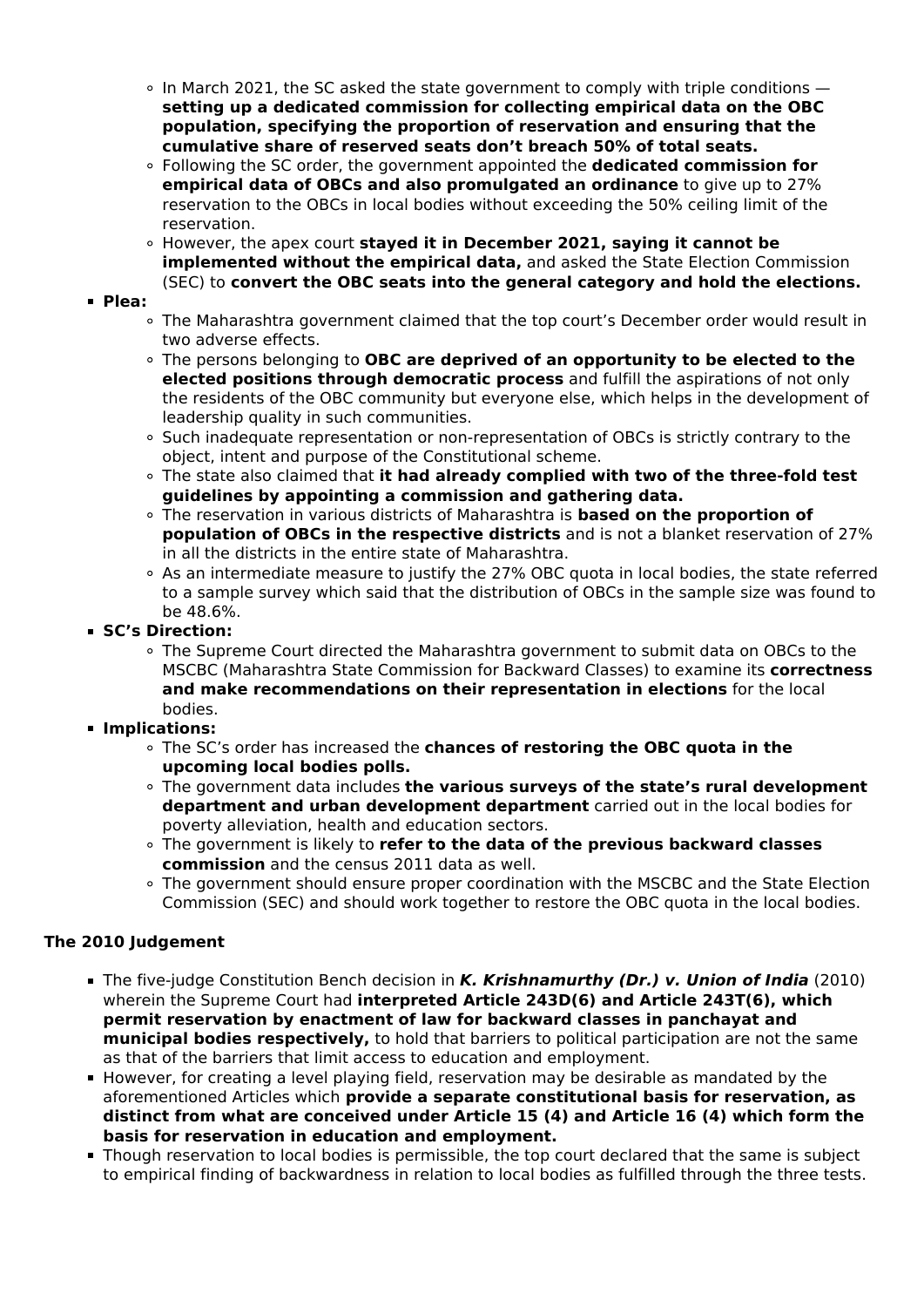- In March 2021, the SC asked the state government to comply with triple conditions — **setting up a dedicated commission for collecting empirical data on the OBC population, specifying the proportion of reservation and ensuring that the cumulative share of reserved seats don't breach 50% of total seats.**
    - Following the SC order, the government appointed the **dedicated commission for empirical data of OBCs and also promulgated an ordinance** to give up to 27% reservation to the OBCs in local bodies without exceeding the 50% ceiling limit of the reservation.
    - However, the apex court **stayed it in December 2021, saying it cannot be implemented without the empirical data,** and asked the State Election Commission (SEC) to **convert the OBC seats into the general category and hold the elections.**
- **Plea:**
    - The Maharashtra government claimed that the top court's December order would result in two adverse effects.
    - The persons belonging to **OBC are deprived of an opportunity to be elected to the elected positions through democratic process** and fulfill the aspirations of not only the residents of the OBC community but everyone else, which helps in the development of leadership quality in such communities.
    - Such inadequate representation or non-representation of OBCs is strictly contrary to the object, intent and purpose of the Constitutional scheme.
    - The state also claimed that **it had already complied with two of the three-fold test guidelines by appointing a commission and gathering data.**
    - The reservation in various districts of Maharashtra is **based on the proportion of population of OBCs in the respective districts** and is not a blanket reservation of 27% in all the districts in the entire state of Maharashtra.
    - As an intermediate measure to justify the 27% OBC quota in local bodies, the state referred to a sample survey which said that the distribution of OBCs in the sample size was found to be 48.6%.
- **SC's Direction:**
    - The Supreme Court directed the Maharashtra government to submit data on OBCs to the MSCBC (Maharashtra State Commission for Backward Classes) to examine its **correctness and make recommendations on their representation in elections** for the local bodies.
- **Implications:**
    - The SC's order has increased the **chances of restoring the OBC quota in the upcoming local bodies polls.**
    - The government data includes **the various surveys of the state's rural development department and urban development department** carried out in the local bodies for poverty alleviation, health and education sectors.
    - The government is likely to **refer to the data of the previous backward classes commission** and the census 2011 data as well.
    - The government should ensure proper coordination with the MSCBC and the State Election Commission (SEC) and should work together to restore the OBC quota in the local bodies.

## The 2010 Judgement

- The five-judge Constitution Bench decision in ***K. Krishnamurthy (Dr.) v. Union of India*** (2010) wherein the Supreme Court had **interpreted Article 243D(6) and Article 243T(6), which permit reservation by enactment of law for backward classes in panchayat and municipal bodies respectively,** to hold that barriers to political participation are not the same as that of the barriers that limit access to education and employment.
- However, for creating a level playing field, reservation may be desirable as mandated by the aforementioned Articles which **provide a separate constitutional basis for reservation, as distinct from what are conceived under Article 15 (4) and Article 16 (4) which form the basis for reservation in education and employment.**
- Though reservation to local bodies is permissible, the top court declared that the same is subject to empirical finding of backwardness in relation to local bodies as fulfilled through the three tests.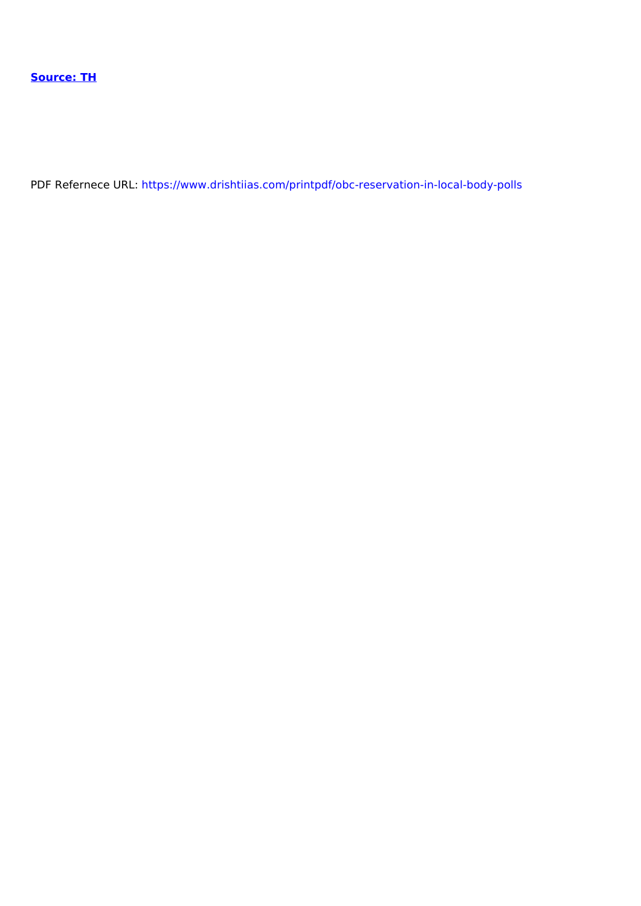**[Source: TH](#)**

PDF Refernece URL: https://www.drishtiias.com/printpdf/obc-reservation-in-local-body-polls